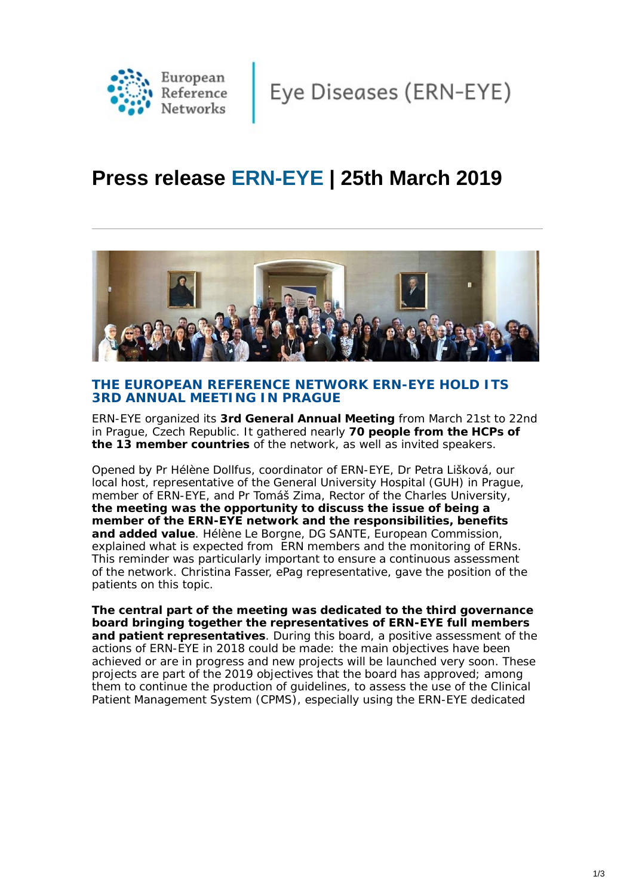European Reference Networks | Eye Diseases (ERN-EYE)

# Press release ERN-EYE | 25th March 2019

## THE EUROPEAN REFERENCE NETWORK ERN-EYE HOLD ITS 3RD ANNUAL MEETING IN PRAGUE

ERN-EYE organized its **3rd General Annual Meeting** from March 21st to 22nd in Prague, Czech Republic. It gathered nearly **70 people from the HCPs of the 13 member countries** of the network, as well as invited speakers.

Opened by Pr Hélène Dollfus, coordinator of ERN-EYE, Dr Petra Lišková, our local host, representative of the General University Hospital (GUH) in Prague, member of ERN-EYE, and Pr Tomáš Zima, Rector of the Charles University, **the meeting was the opportunity to discuss the issue of being a member of the ERN-EYE network and the responsibilities, benefits and added value**. Hélène Le Borgne, DG SANTE, European Commission, explained what is expected from ERN members and the monitoring of ERNs. This reminder was particularly important to ensure a continuous assessment of the network. Christina Fasser, ePag representative, gave the position of the patients on this topic.

**The central part of the meeting was dedicated to the third governance board bringing together the representatives of ERN-EYE full members and patient representatives**. During this board, a positive assessment of the actions of ERN-EYE in 2018 could be made: the main objectives have been achieved or are in progress and new projects will be launched very soon. These projects are part of the 2019 objectives that the board has approved; among them to continue the production of guidelines, to assess the use of the Clinical Patient Management System (CPMS), especially using the ERN-EYE dedicated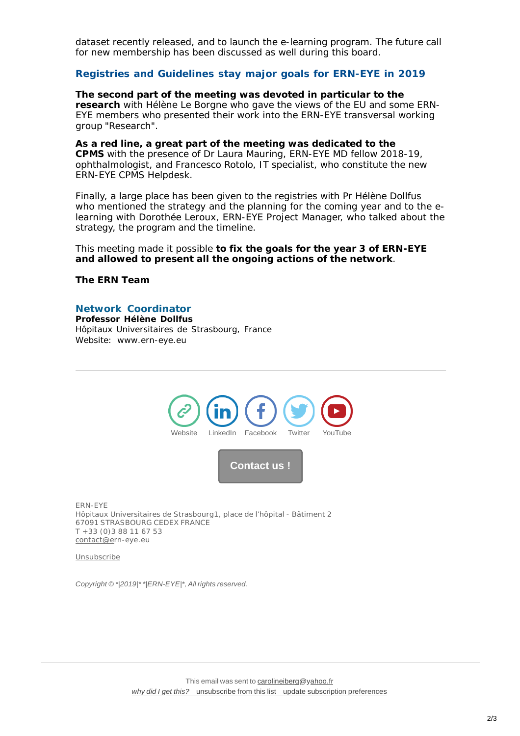dataset recently released, and to launch the e-learning program. The future call for new membership has been discussed as well during this board.

## Registries and Guidelines stay major goals for ERN-EYE in 2019

**The second part of the meeting was devoted in particular to the research** with Hélène Le Borgne who gave the views of the EU and some ERN-EYE members who presented their work into the ERN-EYE transversal working group "Research".

**As a red line, a great part of the meeting was dedicated to the CPMS** with the presence of Dr Laura Mauring, ERN-EYE MD fellow 2018-19, ophthalmologist, and Francesco Rotolo, IT specialist, who constitute the new ERN-EYE CPMS Helpdesk.

Finally, a large place has been given to the registries with Pr Hélène Dollfus who mentioned the strategy and the planning for the coming year and to the e-learning with Dorothée Leroux, ERN-EYE Project Manager, who talked about the strategy, the program and the timeline.

This meeting made it possible **to fix the goals for the year 3 of ERN-EYE and allowed to present all the ongoing actions of the network**.

**The ERN Team**

### Network Coordinator

**Professor Hélène Dollfus**
Hôpitaux Universitaires de Strasbourg, France
Website: www.ern-eye.eu

---

Website LinkedIn Facebook Twitter YouTube

Contact us !

ERN-EYE
Hôpitaux Universitaires de Strasbourg1, place de l'hôpital - Bâtiment 2
67091 STRASBOURG CEDEX FRANCE
T +33 (0)3 88 11 67 53
contact@ern-eye.eu

Unsubscribe

*Copyright © *|2019|* *|ERN-EYE|*, All rights reserved.*

---

This email was sent to carolineiberg@yahoo.fr
*why did I get this?* unsubscribe from this list update subscription preferences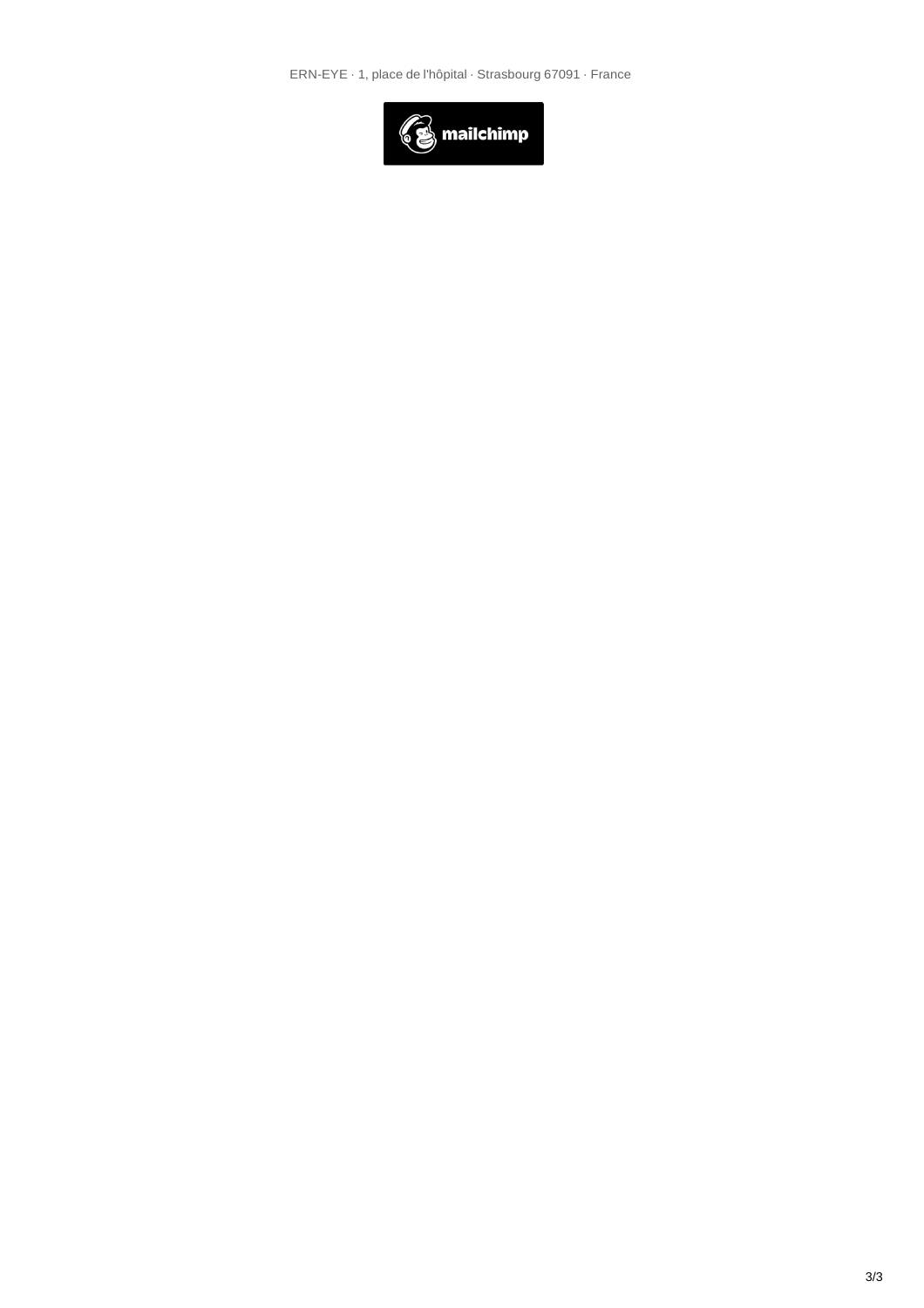ERN-EYE · 1, place de l'hôpital · Strasbourg 67091 · France